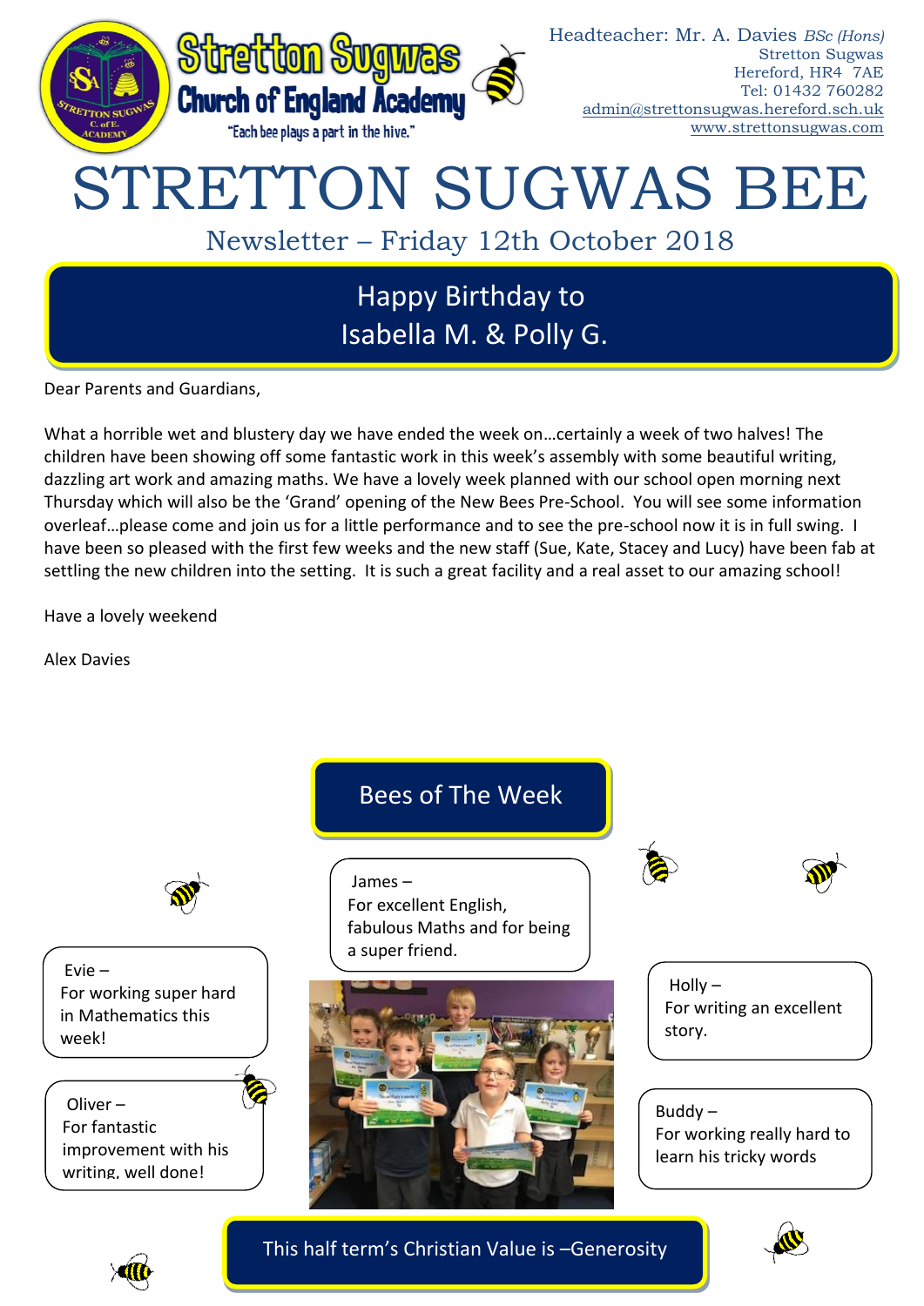Stretton Sugwas Church of England Academy

"Each bee plays a part in the hive."

Headteacher: Mr. A. Davies *BSc (Hons)*
Stretton Sugwas
Hereford, HR4 7AE
Tel: 01432 760282
admin@strettonsugwas.hereford.sch.uk
www.strettonsugwas.com

# STRETTON SUGWAS BEE

## Newsletter – Friday 12th October 2018

### Happy Birthday to Isabella M. & Polly G.

Dear Parents and Guardians,

What a horrible wet and blustery day we have ended the week on…certainly a week of two halves! The children have been showing off some fantastic work in this week's assembly with some beautiful writing, dazzling art work and amazing maths. We have a lovely week planned with our school open morning next Thursday which will also be the 'Grand' opening of the New Bees Pre-School. You will see some information overleaf…please come and join us for a little performance and to see the pre-school now it is in full swing. I have been so pleased with the first few weeks and the new staff (Sue, Kate, Stacey and Lucy) have been fab at settling the new children into the setting. It is such a great facility and a real asset to our amazing school!

Have a lovely weekend

Alex Davies

### Bees of The Week

James – For excellent English, fabulous Maths and for being a super friend.

Evie – For working super hard in Mathematics this week!

Oliver – For fantastic improvement with his writing, well done!

Holly – For writing an excellent story.

Buddy – For working really hard to learn his tricky words

### This half term's Christian Value is –Generosity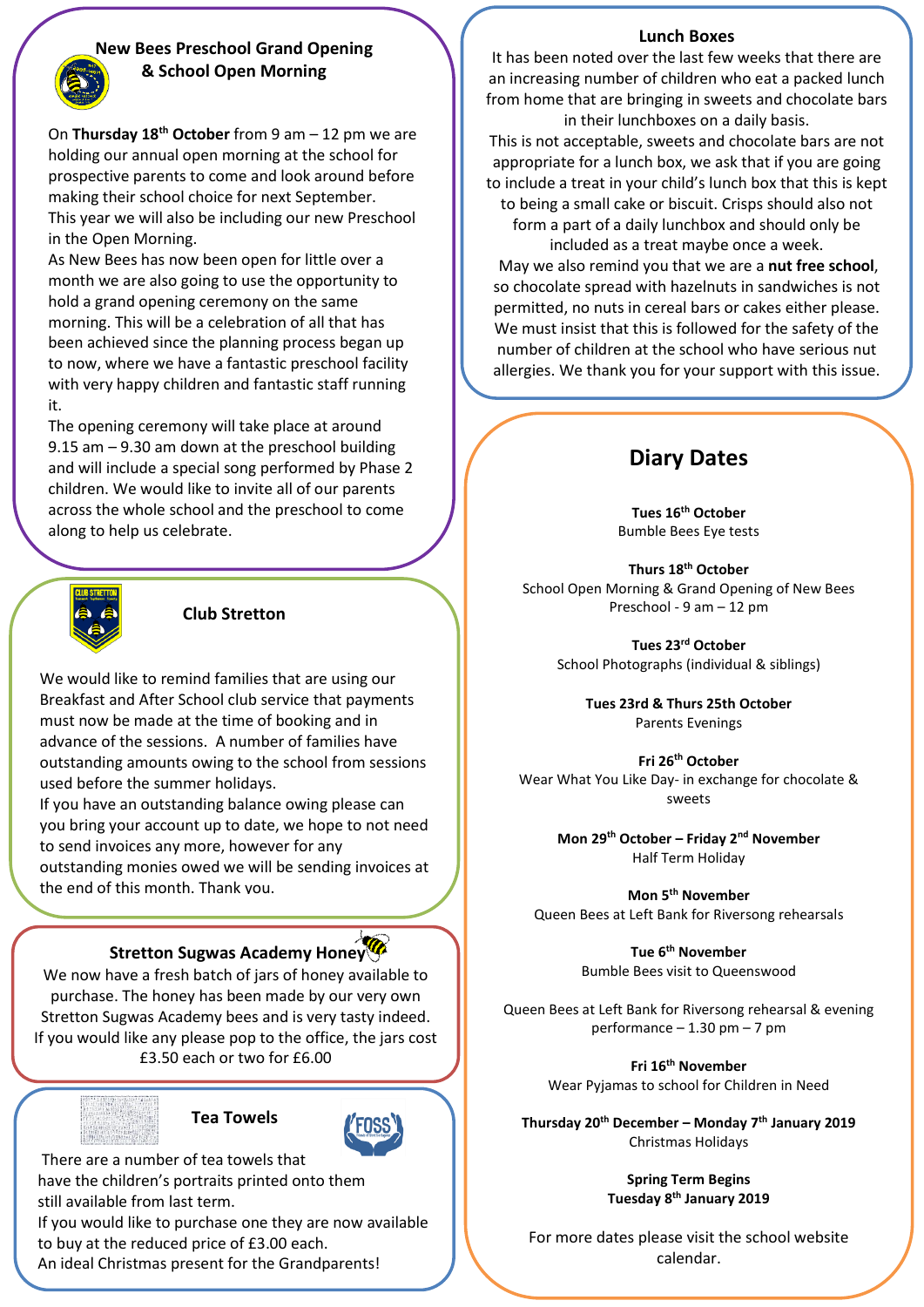## New Bees Preschool Grand Opening & School Open Morning

On **Thursday 18th October** from 9 am – 12 pm we are holding our annual open morning at the school for prospective parents to come and look around before making their school choice for next September. This year we will also be including our new Preschool in the Open Morning.

As New Bees has now been open for little over a month we are also going to use the opportunity to hold a grand opening ceremony on the same morning. This will be a celebration of all that has been achieved since the planning process began up to now, where we have a fantastic preschool facility with very happy children and fantastic staff running it.

The opening ceremony will take place at around 9.15 am – 9.30 am down at the preschool building and will include a special song performed by Phase 2 children. We would like to invite all of our parents across the whole school and the preschool to come along to help us celebrate.

## Club Stretton

We would like to remind families that are using our Breakfast and After School club service that payments must now be made at the time of booking and in advance of the sessions. A number of families have outstanding amounts owing to the school from sessions used before the summer holidays.

If you have an outstanding balance owing please can you bring your account up to date, we hope to not need to send invoices any more, however for any outstanding monies owed we will be sending invoices at the end of this month. Thank you.

## Stretton Sugwas Academy Honey

We now have a fresh batch of jars of honey available to purchase. The honey has been made by our very own Stretton Sugwas Academy bees and is very tasty indeed. If you would like any please pop to the office, the jars cost £3.50 each or two for £6.00

## Tea Towels

There are a number of tea towels that have the children's portraits printed onto them still available from last term.

If you would like to purchase one they are now available to buy at the reduced price of £3.00 each.

An ideal Christmas present for the Grandparents!

## Lunch Boxes

It has been noted over the last few weeks that there are an increasing number of children who eat a packed lunch from home that are bringing in sweets and chocolate bars in their lunchboxes on a daily basis.

This is not acceptable, sweets and chocolate bars are not appropriate for a lunch box, we ask that if you are going to include a treat in your child's lunch box that this is kept to being a small cake or biscuit. Crisps should also not form a part of a daily lunchbox and should only be included as a treat maybe once a week.

May we also remind you that we are a **nut free school**, so chocolate spread with hazelnuts in sandwiches is not permitted, no nuts in cereal bars or cakes either please. We must insist that this is followed for the safety of the number of children at the school who have serious nut allergies. We thank you for your support with this issue.

## Diary Dates

**Tues 16th October**
Bumble Bees Eye tests

**Thurs 18th October**
School Open Morning & Grand Opening of New Bees Preschool - 9 am – 12 pm

**Tues 23rd October**
School Photographs (individual & siblings)

**Tues 23rd & Thurs 25th October**
Parents Evenings

**Fri 26th October**
Wear What You Like Day- in exchange for chocolate & sweets

**Mon 29th October – Friday 2nd November**
Half Term Holiday

**Mon 5th November**
Queen Bees at Left Bank for Riversong rehearsals

**Tue 6th November**
Bumble Bees visit to Queenswood

Queen Bees at Left Bank for Riversong rehearsal & evening performance – 1.30 pm – 7 pm

**Fri 16th November**
Wear Pyjamas to school for Children in Need

**Thursday 20th December – Monday 7th January 2019**
Christmas Holidays

**Spring Term Begins**
**Tuesday 8th January 2019**

For more dates please visit the school website calendar.